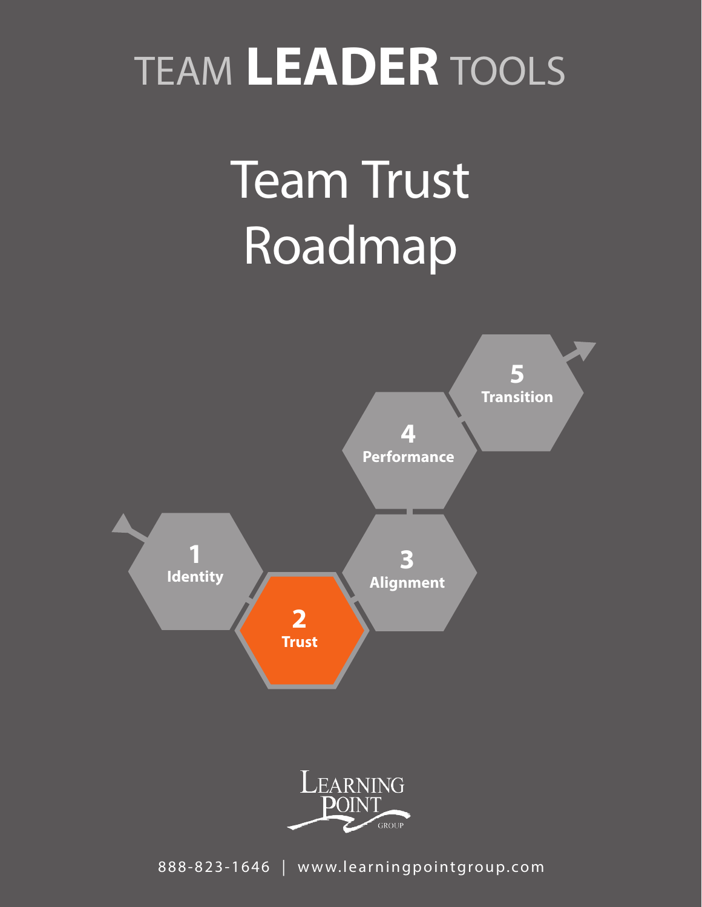TEAM **LEADER** TOOLS

# Team Trust Roadmap

1 Identity

2 Trust

3 Alignment

4 Performance

5 Transition

LEARNING POINT GROUP

888-823-1646 | www.learningpointgroup.com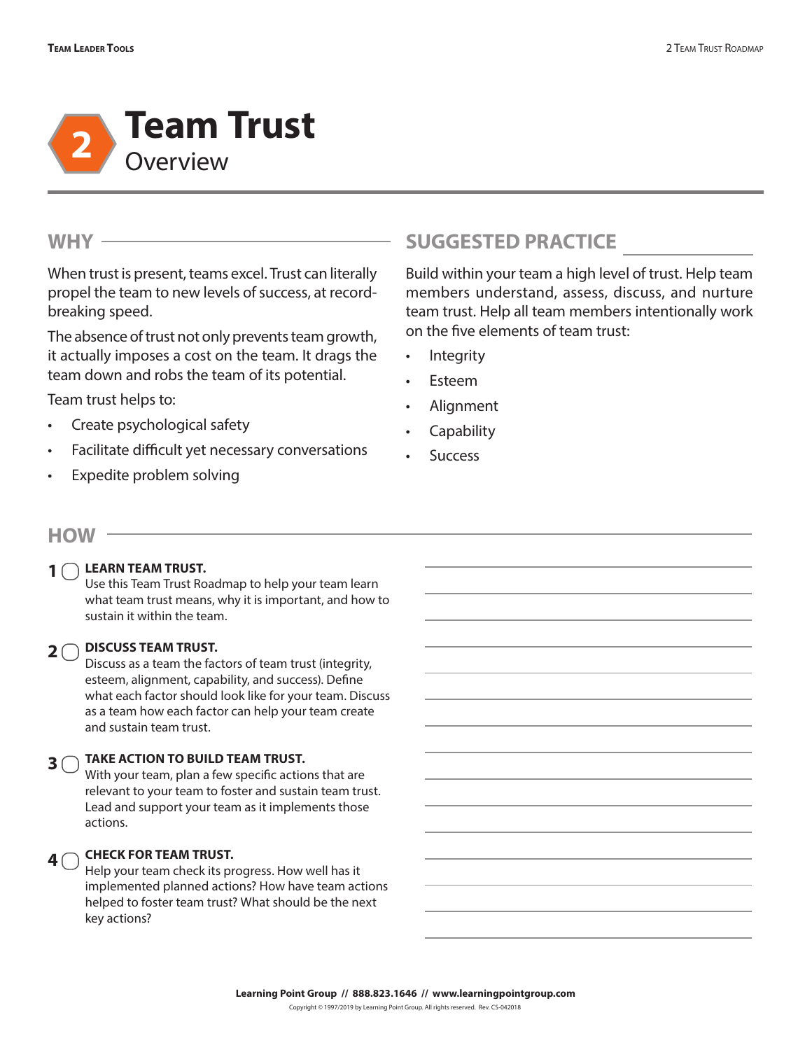# 2 Team Trust

## Overview

## WHY

When trust is present, teams excel. Trust can literally propel the team to new levels of success, at record-breaking speed.

The absence of trust not only prevents team growth, it actually imposes a cost on the team. It drags the team down and robs the team of its potential.

Team trust helps to:

- Create psychological safety
- Facilitate difficult yet necessary conversations
- Expedite problem solving

## SUGGESTED PRACTICE

Build within your team a high level of trust. Help team members understand, assess, discuss, and nurture team trust. Help all team members intentionally work on the five elements of team trust:

- Integrity
- Esteem
- Alignment
- Capability
- Success

## HOW

1 ◯ **LEARN TEAM TRUST.**
Use this Team Trust Roadmap to help your team learn what team trust means, why it is important, and how to sustain it within the team.

2 ◯ **DISCUSS TEAM TRUST.**
Discuss as a team the factors of team trust (integrity, esteem, alignment, capability, and success). Define what each factor should look like for your team. Discuss as a team how each factor can help your team create and sustain team trust.

3 ◯ **TAKE ACTION TO BUILD TEAM TRUST.**
With your team, plan a few specific actions that are relevant to your team to foster and sustain team trust. Lead and support your team as it implements those actions.

4 ◯ **CHECK FOR TEAM TRUST.**
Help your team check its progress. How well has it implemented planned actions? How have team actions helped to foster team trust? What should be the next key actions?

**Learning Point Group // 888.823.1646 // www.learningpointgroup.com**

Copyright © 1997/2019 by Learning Point Group. All rights reserved. Rev. CS-042018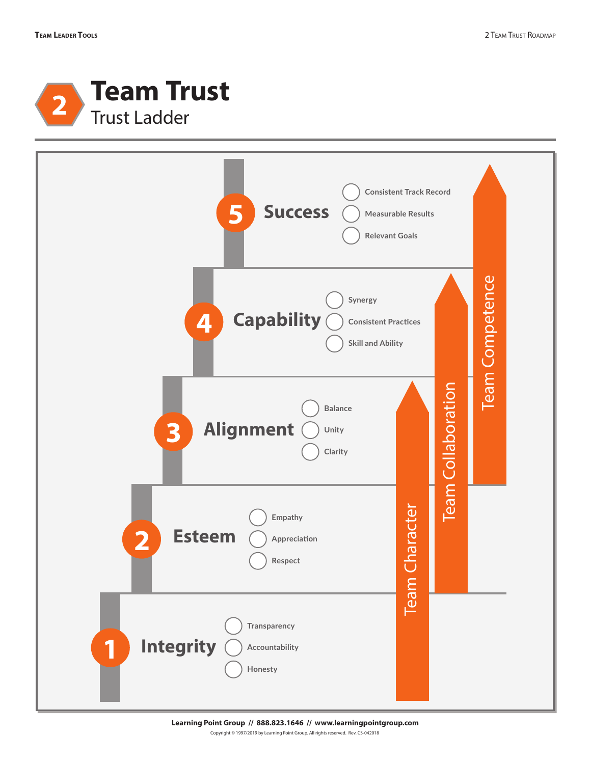# 2 Team Trust

## Trust Ladder

### 5 Success

- Consistent Track Record
- Measurable Results
- Relevant Goals

### 4 Capability

- Synergy
- Consistent Practices
- Skill and Ability

### 3 Alignment

- Balance
- Unity
- Clarity

### 2 Esteem

- Empathy
- Appreciation
- Respect

### 1 Integrity

- Transparency
- Accountability
- Honesty

Team Character

Team Collaboration

Team Competence

**Learning Point Group // 888.823.1646 // www.learningpointgroup.com**

Copyright © 1997/2019 by Learning Point Group. All rights reserved. Rev. CS-042018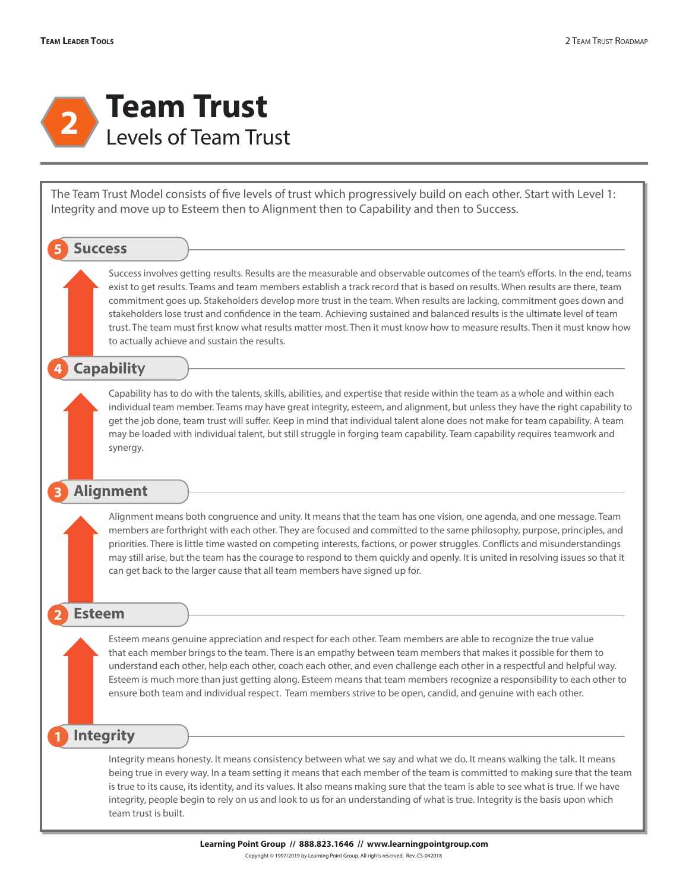# 2 Team Trust

## Levels of Team Trust

The Team Trust Model consists of five levels of trust which progressively build on each other. Start with Level 1: Integrity and move up to Esteem then to Alignment then to Capability and then to Success.

### 5 Success

Success involves getting results. Results are the measurable and observable outcomes of the team's efforts. In the end, teams exist to get results. Teams and team members establish a track record that is based on results. When results are there, team commitment goes up. Stakeholders develop more trust in the team. When results are lacking, commitment goes down and stakeholders lose trust and confidence in the team. Achieving sustained and balanced results is the ultimate level of team trust. The team must first know what results matter most. Then it must know how to measure results. Then it must know how to actually achieve and sustain the results.

### 4 Capability

Capability has to do with the talents, skills, abilities, and expertise that reside within the team as a whole and within each individual team member. Teams may have great integrity, esteem, and alignment, but unless they have the right capability to get the job done, team trust will suffer. Keep in mind that individual talent alone does not make for team capability. A team may be loaded with individual talent, but still struggle in forging team capability. Team capability requires teamwork and synergy.

### 3 Alignment

Alignment means both congruence and unity. It means that the team has one vision, one agenda, and one message. Team members are forthright with each other. They are focused and committed to the same philosophy, purpose, principles, and priorities. There is little time wasted on competing interests, factions, or power struggles. Conflicts and misunderstandings may still arise, but the team has the courage to respond to them quickly and openly. It is united in resolving issues so that it can get back to the larger cause that all team members have signed up for.

### 2 Esteem

Esteem means genuine appreciation and respect for each other. Team members are able to recognize the true value that each member brings to the team. There is an empathy between team members that makes it possible for them to understand each other, help each other, coach each other, and even challenge each other in a respectful and helpful way. Esteem is much more than just getting along. Esteem means that team members recognize a responsibility to each other to ensure both team and individual respect. Team members strive to be open, candid, and genuine with each other.

### 1 Integrity

Integrity means honesty. It means consistency between what we say and what we do. It means walking the talk. It means being true in every way. In a team setting it means that each member of the team is committed to making sure that the team is true to its cause, its identity, and its values. It also means making sure that the team is able to see what is true. If we have integrity, people begin to rely on us and look to us for an understanding of what is true. Integrity is the basis upon which team trust is built.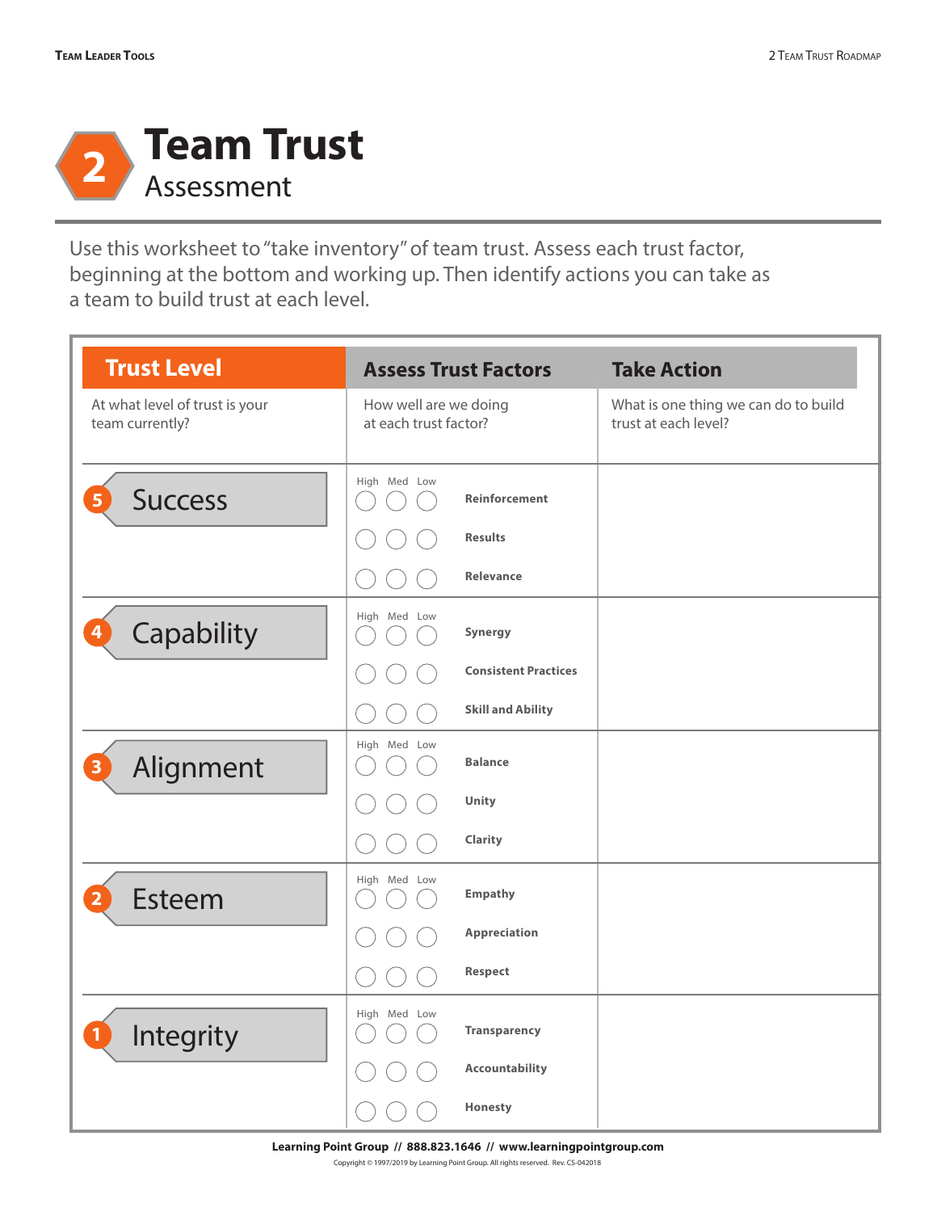# 2 Team Trust

## Assessment

Use this worksheet to "take inventory" of team trust. Assess each trust factor, beginning at the bottom and working up. Then identify actions you can take as a team to build trust at each level.

| Trust Level | Assess Trust Factors | | | | Take Action |
|---|---|---|---|---|---|
| At what level of trust is your team currently? | How well are we doing at each trust factor? | | | | What is one thing we can do to build trust at each level? |
| | High | Med | Low | | |
| 5 Success | ◯ | ◯ | ◯ | Reinforcement | |
| | ◯ | ◯ | ◯ | Results | |
| | ◯ | ◯ | ◯ | Relevance | |
| 4 Capability | ◯ | ◯ | ◯ | Synergy | |
| | ◯ | ◯ | ◯ | Consistent Practices | |
| | ◯ | ◯ | ◯ | Skill and Ability | |
| 3 Alignment | ◯ | ◯ | ◯ | Balance | |
| | ◯ | ◯ | ◯ | Unity | |
| | ◯ | ◯ | ◯ | Clarity | |
| 2 Esteem | ◯ | ◯ | ◯ | Empathy | |
| | ◯ | ◯ | ◯ | Appreciation | |
| | ◯ | ◯ | ◯ | Respect | |
| 1 Integrity | ◯ | ◯ | ◯ | Transparency | |
| | ◯ | ◯ | ◯ | Accountability | |
| | ◯ | ◯ | ◯ | Honesty | |

**Learning Point Group // 888.823.1646 // www.learningpointgroup.com**

Copyright © 1997/2019 by Learning Point Group. All rights reserved. Rev. CS-042018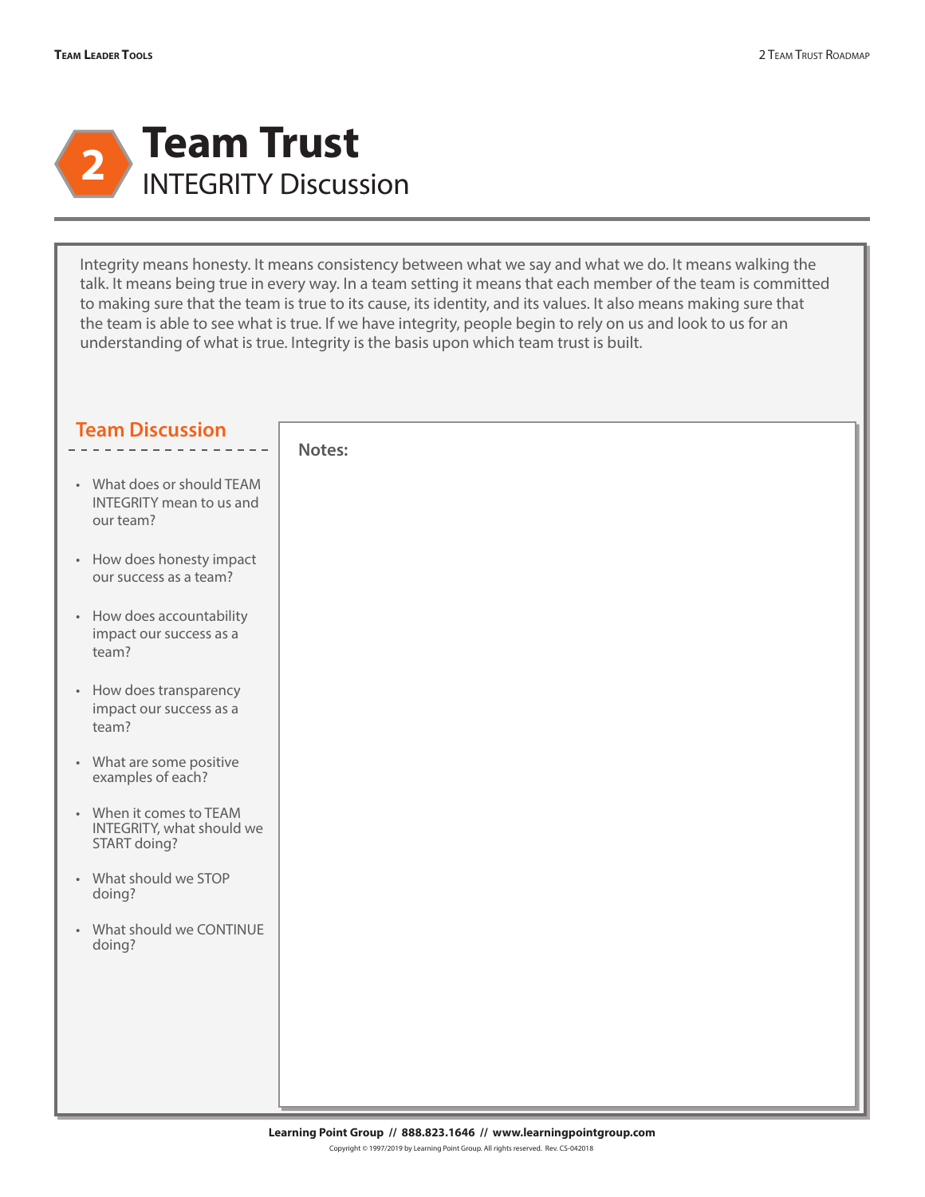# 2 Team Trust

## INTEGRITY Discussion

Integrity means honesty. It means consistency between what we say and what we do. It means walking the talk. It means being true in every way. In a team setting it means that each member of the team is committed to making sure that the team is true to its cause, its identity, and its values. It also means making sure that the team is able to see what is true. If we have integrity, people begin to rely on us and look to us for an understanding of what is true. Integrity is the basis upon which team trust is built.

### Team Discussion

- What does or should TEAM INTEGRITY mean to us and our team?
- How does honesty impact our success as a team?
- How does accountability impact our success as a team?
- How does transparency impact our success as a team?
- What are some positive examples of each?
- When it comes to TEAM INTEGRITY, what should we START doing?
- What should we STOP doing?
- What should we CONTINUE doing?

**Notes:**

**Learning Point Group // 888.823.1646 // www.learningpointgroup.com**

Copyright © 1997/2019 by Learning Point Group. All rights reserved. Rev. CS-042018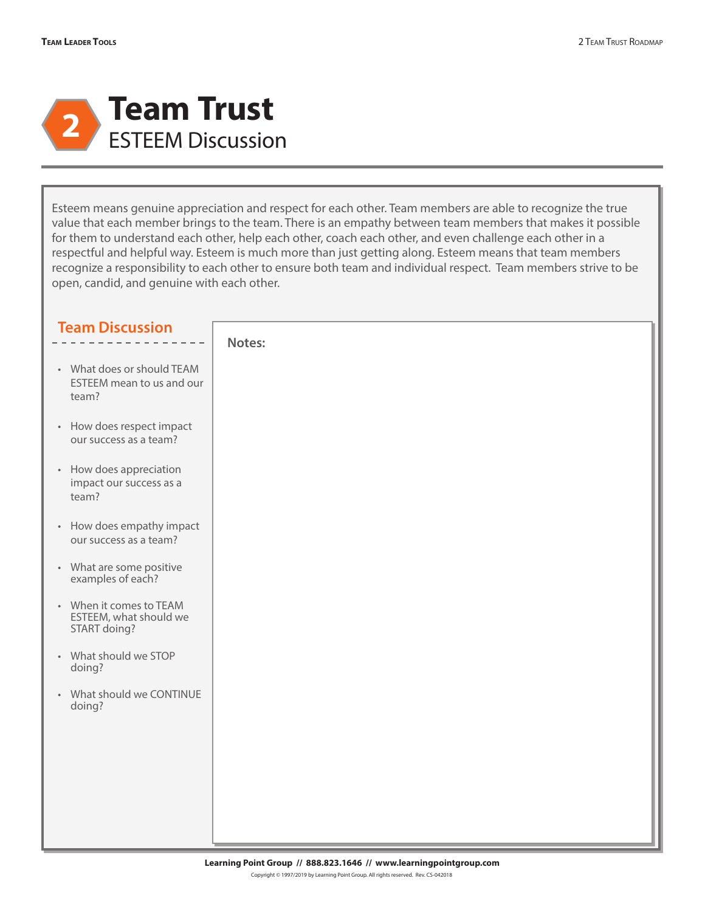# 2 Team Trust

## ESTEEM Discussion

Esteem means genuine appreciation and respect for each other. Team members are able to recognize the true value that each member brings to the team. There is an empathy between team members that makes it possible for them to understand each other, help each other, coach each other, and even challenge each other in a respectful and helpful way. Esteem is much more than just getting along. Esteem means that team members recognize a responsibility to each other to ensure both team and individual respect. Team members strive to be open, candid, and genuine with each other.

### Team Discussion

- What does or should TEAM ESTEEM mean to us and our team?
- How does respect impact our success as a team?
- How does appreciation impact our success as a team?
- How does empathy impact our success as a team?
- What are some positive examples of each?
- When it comes to TEAM ESTEEM, what should we START doing?
- What should we STOP doing?
- What should we CONTINUE doing?

**Notes:**

Learning Point Group // 888.823.1646 // www.learningpointgroup.com

Copyright © 1997/2019 by Learning Point Group. All rights reserved. Rev. CS-042018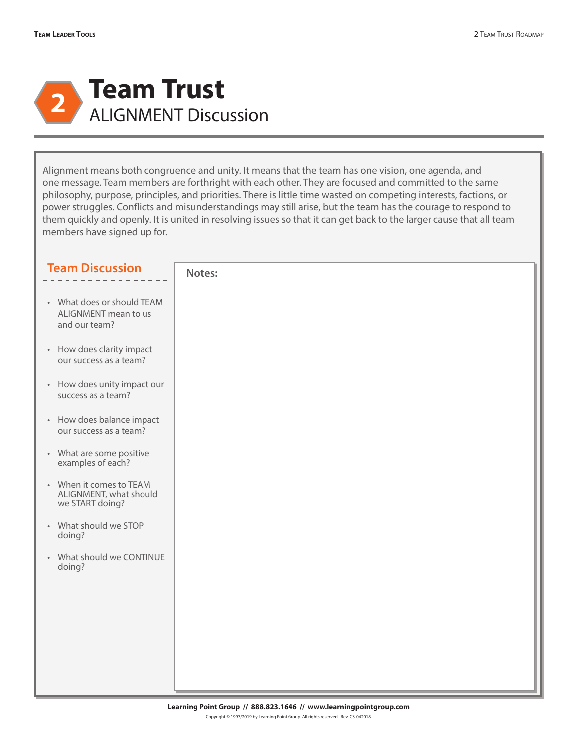# 2 Team Trust

## ALIGNMENT Discussion

Alignment means both congruence and unity. It means that the team has one vision, one agenda, and one message. Team members are forthright with each other. They are focused and committed to the same philosophy, purpose, principles, and priorities. There is little time wasted on competing interests, factions, or power struggles. Conflicts and misunderstandings may still arise, but the team has the courage to respond to them quickly and openly. It is united in resolving issues so that it can get back to the larger cause that all team members have signed up for.

### Team Discussion

- What does or should TEAM ALIGNMENT mean to us and our team?
- How does clarity impact our success as a team?
- How does unity impact our success as a team?
- How does balance impact our success as a team?
- What are some positive examples of each?
- When it comes to TEAM ALIGNMENT, what should we START doing?
- What should we STOP doing?
- What should we CONTINUE doing?

**Notes:**

**Learning Point Group // 888.823.1646 // www.learningpointgroup.com**

Copyright © 1997/2019 by Learning Point Group. All rights reserved. Rev. CS-042018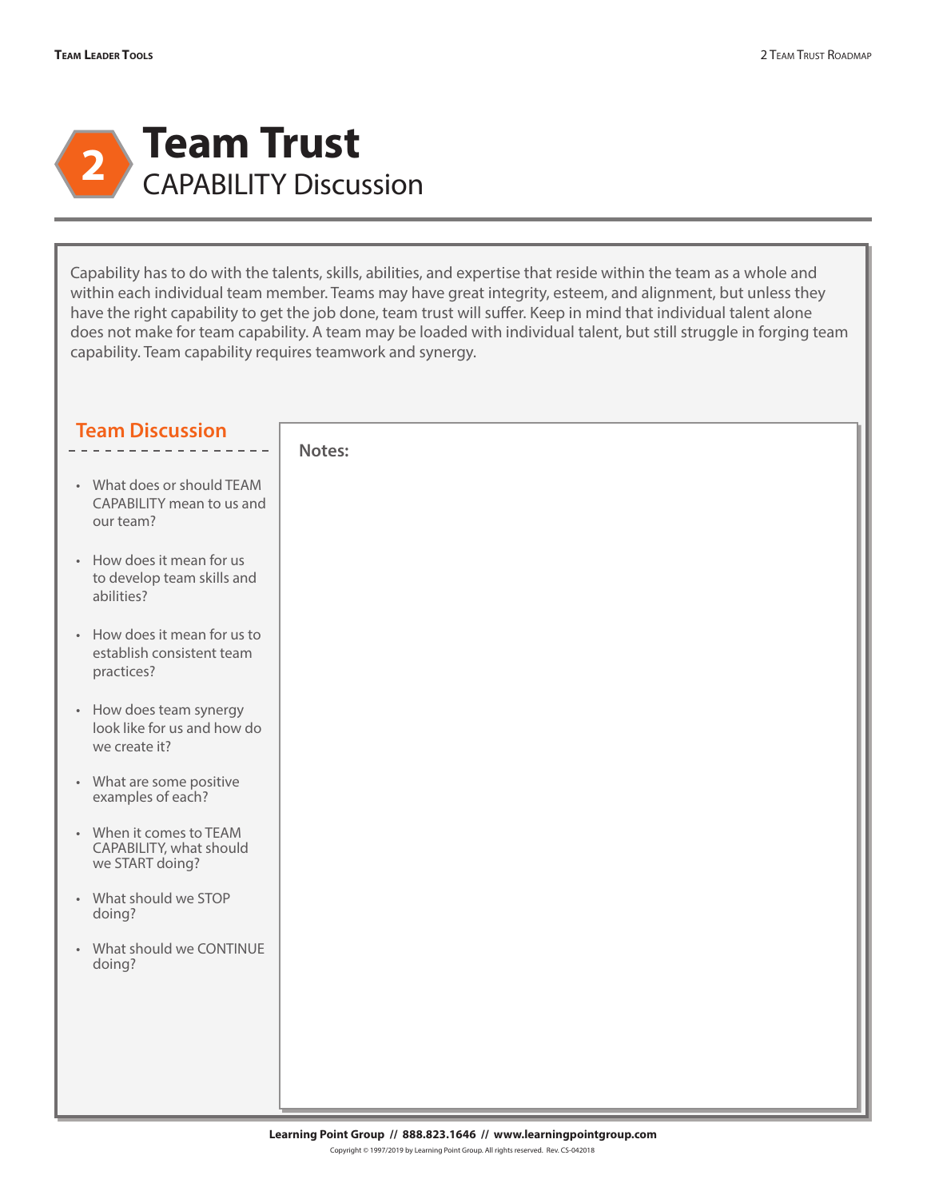# 2 Team Trust

## CAPABILITY Discussion

Capability has to do with the talents, skills, abilities, and expertise that reside within the team as a whole and within each individual team member. Teams may have great integrity, esteem, and alignment, but unless they have the right capability to get the job done, team trust will suffer. Keep in mind that individual talent alone does not make for team capability. A team may be loaded with individual talent, but still struggle in forging team capability. Team capability requires teamwork and synergy.

### Team Discussion

- What does or should TEAM CAPABILITY mean to us and our team?
- How does it mean for us to develop team skills and abilities?
- How does it mean for us to establish consistent team practices?
- How does team synergy look like for us and how do we create it?
- What are some positive examples of each?
- When it comes to TEAM CAPABILITY, what should we START doing?
- What should we STOP doing?
- What should we CONTINUE doing?

**Notes:**

**Learning Point Group // 888.823.1646 // www.learningpointgroup.com**

Copyright © 1997/2019 by Learning Point Group. All rights reserved. Rev. CS-042018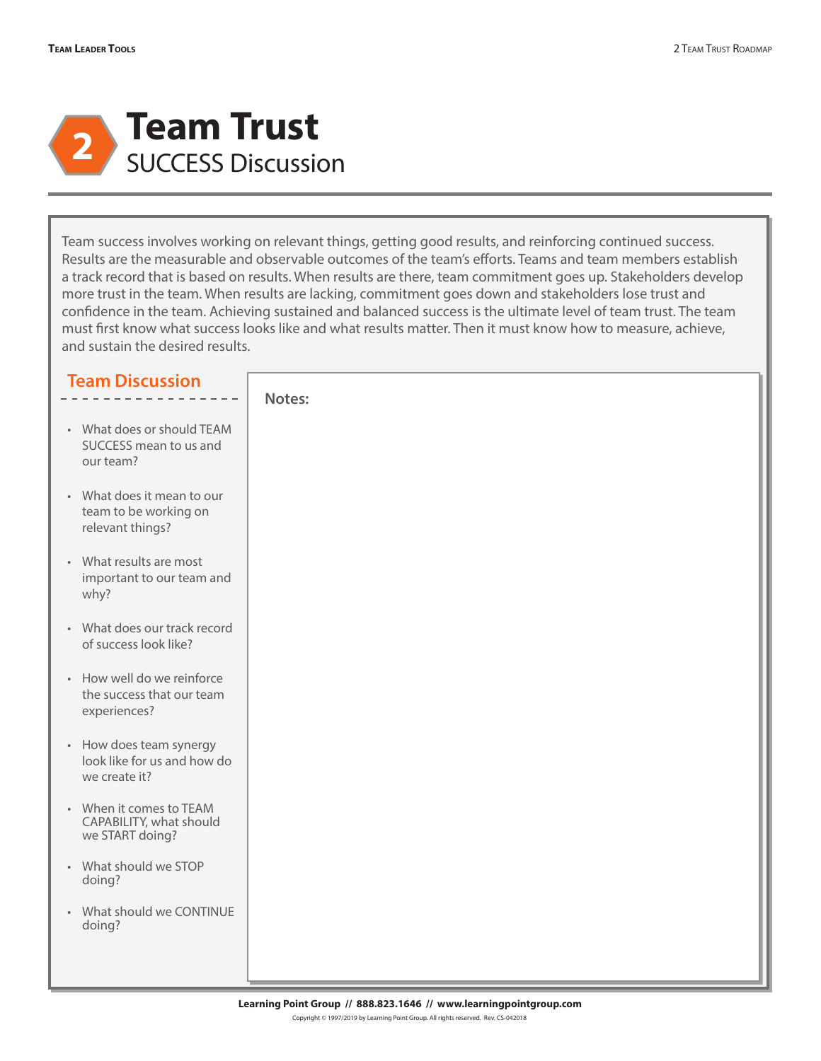# 2 Team Trust

## SUCCESS Discussion

Team success involves working on relevant things, getting good results, and reinforcing continued success. Results are the measurable and observable outcomes of the team's efforts. Teams and team members establish a track record that is based on results. When results are there, team commitment goes up. Stakeholders develop more trust in the team. When results are lacking, commitment goes down and stakeholders lose trust and confidence in the team. Achieving sustained and balanced success is the ultimate level of team trust. The team must first know what success looks like and what results matter. Then it must know how to measure, achieve, and sustain the desired results.

### Team Discussion

- What does or should TEAM SUCCESS mean to us and our team?
- What does it mean to our team to be working on relevant things?
- What results are most important to our team and why?
- What does our track record of success look like?
- How well do we reinforce the success that our team experiences?
- How does team synergy look like for us and how do we create it?
- When it comes to TEAM CAPABILITY, what should we START doing?
- What should we STOP doing?
- What should we CONTINUE doing?

**Notes:**

Learning Point Group // 888.823.1646 // www.learningpointgroup.com

Copyright © 1997/2019 by Learning Point Group. All rights reserved. Rev. CS-042018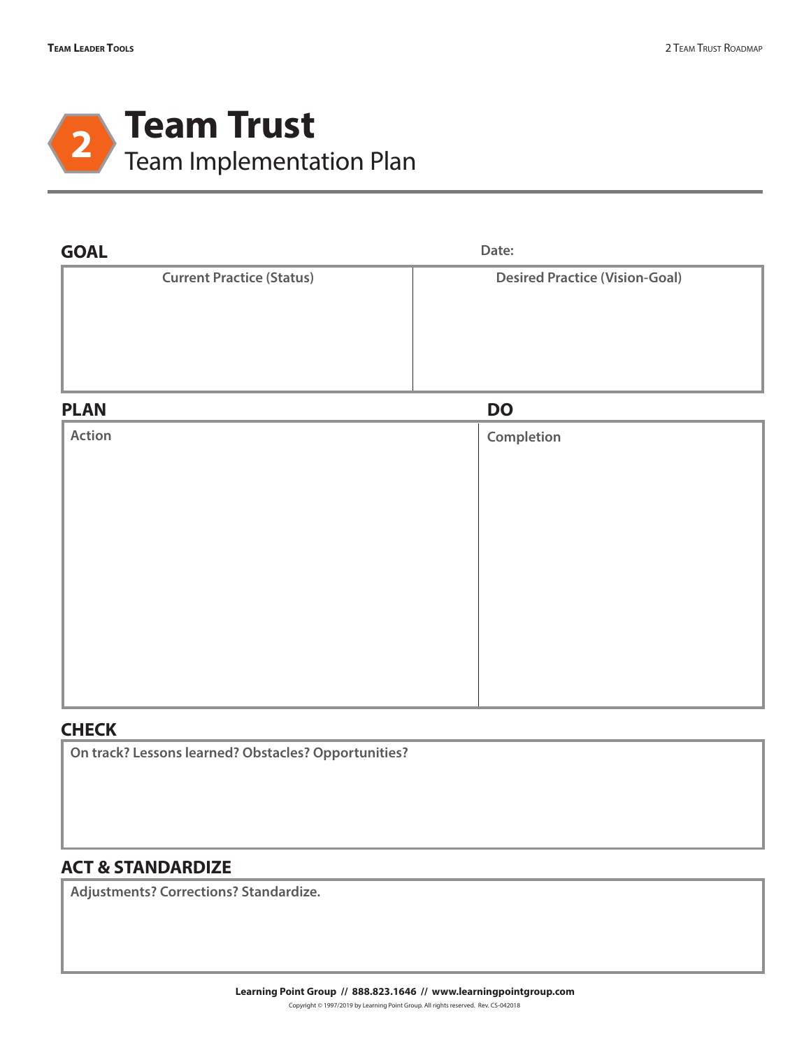# 2 Team Trust

## Team Implementation Plan

### GOAL

Date:

| Current Practice (Status) | Desired Practice (Vision-Goal) |
|---|---|
| | |

### PLAN / DO

| Action | Completion |
|---|---|
| | |

### CHECK

On track? Lessons learned? Obstacles? Opportunities?

### ACT & STANDARDIZE

Adjustments? Corrections? Standardize.

**Learning Point Group // 888.823.1646 // www.learningpointgroup.com**

Copyright © 1997/2019 by Learning Point Group. All rights reserved. Rev. CS-042018